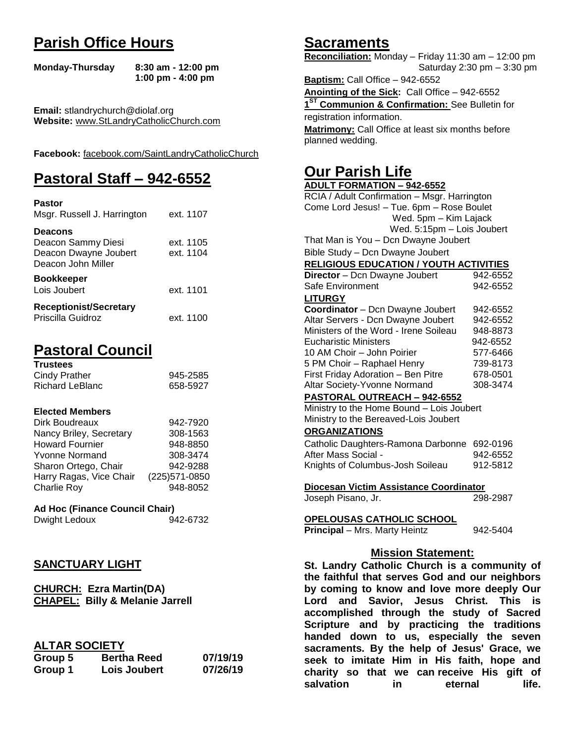# Parish Office Hours

**Monday-Thursday** **8:30 am - 12:00 pm**
**1:00 pm - 4:00 pm**

**Email:** stlandrychurch@diolaf.org
**Website:** www.StLandryCatholicChurch.com

**Facebook:** facebook.com/SaintLandryCatholicChurch

# Pastoral Staff – 942-6552

**Pastor**
Msgr. Russell J. Harrington ext. 1107

**Deacons**
Deacon Sammy Diesi ext. 1105
Deacon Dwayne Joubert ext. 1104
Deacon John Miller

**Bookkeeper**
Lois Joubert ext. 1101

**Receptionist/Secretary**
Priscilla Guidroz ext. 1100

# Pastoral Council

**Trustees**

| | |
|---|---|
| Cindy Prather | 945-2585 |
| Richard LeBlanc | 658-5927 |

**Elected Members**

| | |
|---|---|
| Dirk Boudreaux | 942-7920 |
| Nancy Briley, Secretary | 308-1563 |
| Howard Fournier | 948-8850 |
| Yvonne Normand | 308-3474 |
| Sharon Ortego, Chair | 942-9288 |
| Harry Ragas, Vice Chair | (225)571-0850 |
| Charlie Roy | 948-8052 |

**Ad Hoc (Finance Council Chair)**
Dwight Ledoux 942-6732

## SANCTUARY LIGHT

**CHURCH: Ezra Martin(DA)**
**CHAPEL: Billy & Melanie Jarrell**

## ALTAR SOCIETY

| | | |
|---|---|---|
| **Group 5** | **Bertha Reed** | **07/19/19** |
| **Group 1** | **Lois Joubert** | **07/26/19** |

# Sacraments

**Reconciliation:** Monday – Friday 11:30 am – 12:00 pm
Saturday 2:30 pm – 3:30 pm

**Baptism:** Call Office – 942-6552

**Anointing of the Sick:** Call Office – 942-6552

**1ST Communion & Confirmation:** See Bulletin for registration information.

**Matrimony:** Call Office at least six months before planned wedding.

# Our Parish Life

**ADULT FORMATION – 942-6552**

RCIA / Adult Confirmation – Msgr. Harrington
Come Lord Jesus! – Tue. 6pm – Rose Boulet
Wed. 5pm – Kim Lajack
Wed. 5:15pm – Lois Joubert
That Man is You – Dcn Dwayne Joubert
Bible Study – Dcn Dwayne Joubert

**RELIGIOUS EDUCATION / YOUTH ACTIVITIES**

| | |
|---|---|
| **Director** – Dcn Dwayne Joubert | 942-6552 |
| Safe Environment | 942-6552 |

**LITURGY**

| | |
|---|---|
| **Coordinator** – Dcn Dwayne Joubert | 942-6552 |
| Altar Servers - Dcn Dwayne Joubert | 942-6552 |
| Ministers of the Word - Irene Soileau | 948-8873 |
| Eucharistic Ministers | 942-6552 |
| 10 AM Choir – John Poirier | 577-6466 |
| 5 PM Choir – Raphael Henry | 739-8173 |
| First Friday Adoration – Ben Pitre | 678-0501 |
| Altar Society-Yvonne Normand | 308-3474 |

**PASTORAL OUTREACH – 942-6552**

Ministry to the Home Bound – Lois Joubert
Ministry to the Bereaved-Lois Joubert

**ORGANIZATIONS**

| | |
|---|---|
| Catholic Daughters-Ramona Darbonne | 692-0196 |
| After Mass Social - | 942-6552 |
| Knights of Columbus-Josh Soileau | 912-5812 |

**Diocesan Victim Assistance Coordinator**
Joseph Pisano, Jr. 298-2987

**OPELOUSAS CATHOLIC SCHOOL**
**Principal** – Mrs. Marty Heintz 942-5404

## Mission Statement:

**St. Landry Catholic Church is a community of the faithful that serves God and our neighbors by coming to know and love more deeply Our Lord and Savior, Jesus Christ. This is accomplished through the study of Sacred Scripture and by practicing the traditions handed down to us, especially the seven sacraments. By the help of Jesus' Grace, we seek to imitate Him in His faith, hope and charity so that we can receive His gift of salvation in eternal life.**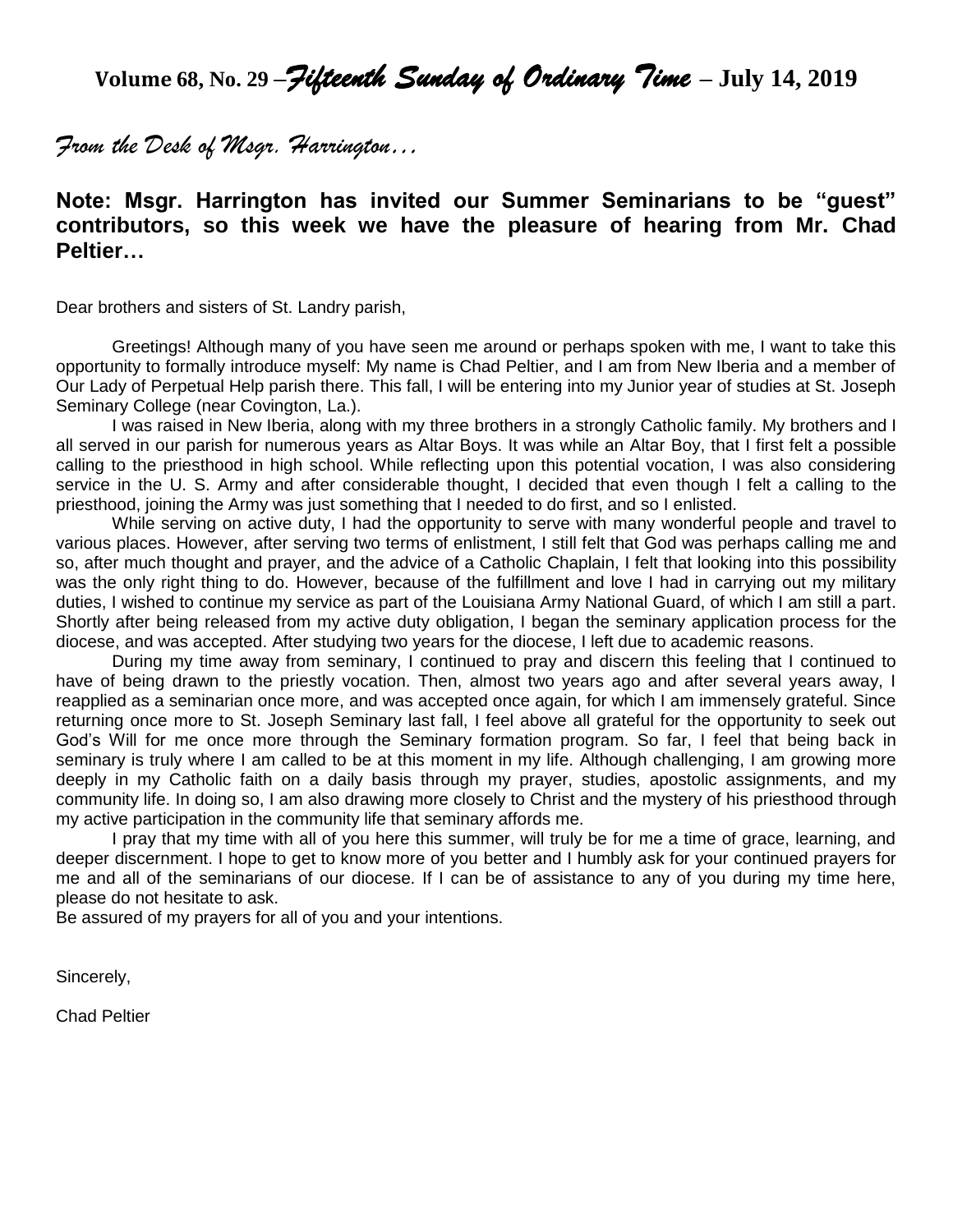**Volume 68, No. 29 –*Fifteenth Sunday of Ordinary Time* – July 14, 2019**

## *From the Desk of Msgr. Harrington…*

**Note: Msgr. Harrington has invited our Summer Seminarians to be "guest" contributors, so this week we have the pleasure of hearing from Mr. Chad Peltier…**

Dear brothers and sisters of St. Landry parish,

Greetings! Although many of you have seen me around or perhaps spoken with me, I want to take this opportunity to formally introduce myself: My name is Chad Peltier, and I am from New Iberia and a member of Our Lady of Perpetual Help parish there. This fall, I will be entering into my Junior year of studies at St. Joseph Seminary College (near Covington, La.).

I was raised in New Iberia, along with my three brothers in a strongly Catholic family. My brothers and I all served in our parish for numerous years as Altar Boys. It was while an Altar Boy, that I first felt a possible calling to the priesthood in high school. While reflecting upon this potential vocation, I was also considering service in the U. S. Army and after considerable thought, I decided that even though I felt a calling to the priesthood, joining the Army was just something that I needed to do first, and so I enlisted.

While serving on active duty, I had the opportunity to serve with many wonderful people and travel to various places. However, after serving two terms of enlistment, I still felt that God was perhaps calling me and so, after much thought and prayer, and the advice of a Catholic Chaplain, I felt that looking into this possibility was the only right thing to do. However, because of the fulfillment and love I had in carrying out my military duties, I wished to continue my service as part of the Louisiana Army National Guard, of which I am still a part. Shortly after being released from my active duty obligation, I began the seminary application process for the diocese, and was accepted. After studying two years for the diocese, I left due to academic reasons.

During my time away from seminary, I continued to pray and discern this feeling that I continued to have of being drawn to the priestly vocation. Then, almost two years ago and after several years away, I reapplied as a seminarian once more, and was accepted once again, for which I am immensely grateful. Since returning once more to St. Joseph Seminary last fall, I feel above all grateful for the opportunity to seek out God's Will for me once more through the Seminary formation program. So far, I feel that being back in seminary is truly where I am called to be at this moment in my life. Although challenging, I am growing more deeply in my Catholic faith on a daily basis through my prayer, studies, apostolic assignments, and my community life. In doing so, I am also drawing more closely to Christ and the mystery of his priesthood through my active participation in the community life that seminary affords me.

I pray that my time with all of you here this summer, will truly be for me a time of grace, learning, and deeper discernment. I hope to get to know more of you better and I humbly ask for your continued prayers for me and all of the seminarians of our diocese. If I can be of assistance to any of you during my time here, please do not hesitate to ask.

Be assured of my prayers for all of you and your intentions.

Sincerely,

Chad Peltier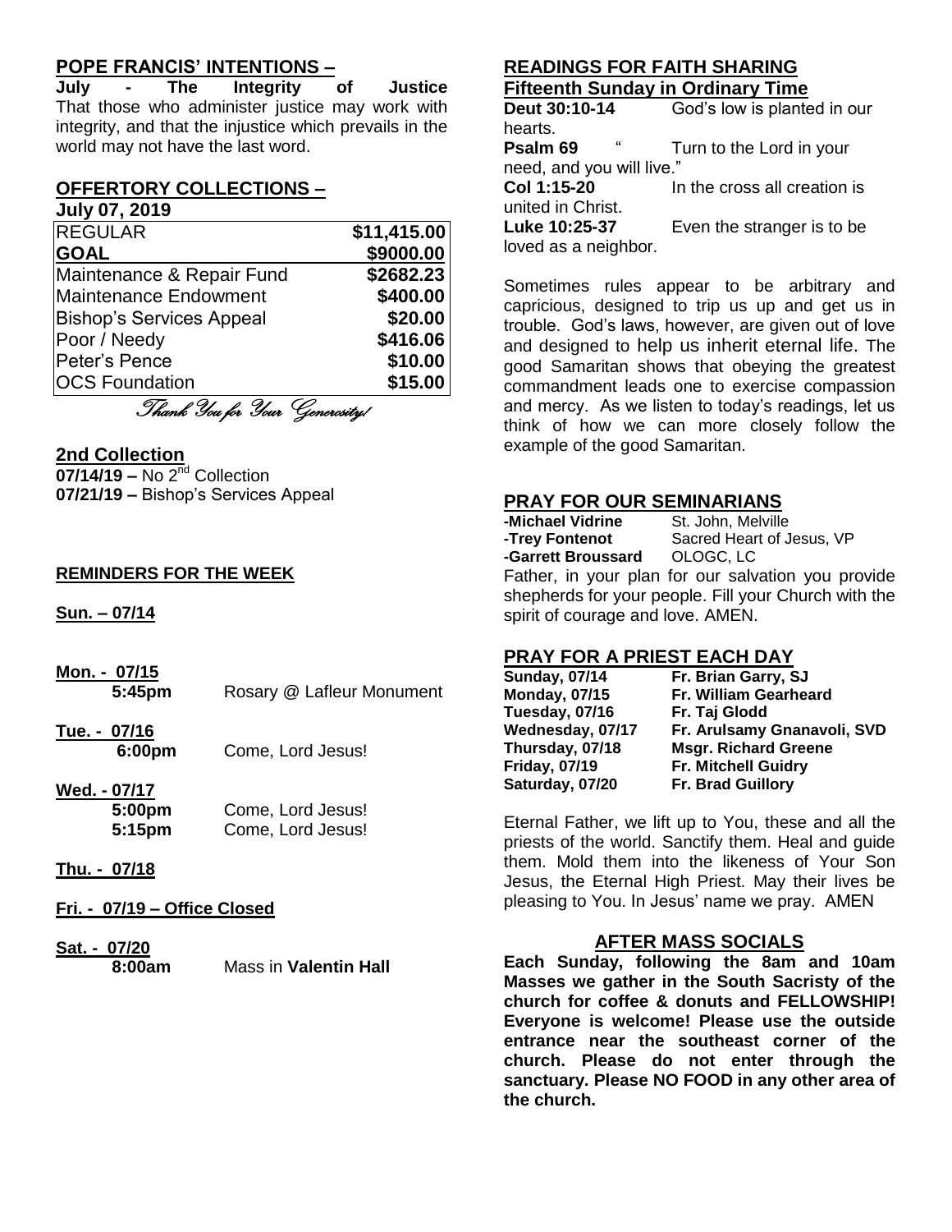## POPE FRANCIS' INTENTIONS –

**July - The Integrity of Justice**
That those who administer justice may work with integrity, and that the injustice which prevails in the world may not have the last word.

## OFFERTORY COLLECTIONS –

**July 07, 2019**

| | |
|---|---|
| REGULAR | $11,415.00 |
| **GOAL** | **$9000.00** |
| Maintenance & Repair Fund | $2682.23 |
| Maintenance Endowment | $400.00 |
| Bishop's Services Appeal | $20.00 |
| Poor / Needy | $416.06 |
| Peter's Pence | $10.00 |
| OCS Foundation | $15.00 |

*Thank You for Your Generosity!*

## 2nd Collection

**07/14/19 –** No 2nd Collection
**07/21/19 –** Bishop's Services Appeal

## REMINDERS FOR THE WEEK

**Sun. – 07/14**

**Mon. - 07/15**
**5:45pm** Rosary @ Lafleur Monument

**Tue. - 07/16**
**6:00pm** Come, Lord Jesus!

**Wed. - 07/17**
**5:00pm** Come, Lord Jesus!
**5:15pm** Come, Lord Jesus!

**Thu. - 07/18**

**Fri. - 07/19 – Office Closed**

**Sat. - 07/20**
**8:00am** Mass in **Valentin Hall**

## READINGS FOR FAITH SHARING

**Fifteenth Sunday in Ordinary Time**

**Deut 30:10-14** God's low is planted in our hearts.
**Psalm 69** " Turn to the Lord in your need, and you will live."
**Col 1:15-20** In the cross all creation is united in Christ.
**Luke 10:25-37** Even the stranger is to be loved as a neighbor.

Sometimes rules appear to be arbitrary and capricious, designed to trip us up and get us in trouble. God's laws, however, are given out of love and designed to help us inherit eternal life. The good Samaritan shows that obeying the greatest commandment leads one to exercise compassion and mercy. As we listen to today's readings, let us think of how we can more closely follow the example of the good Samaritan.

## PRAY FOR OUR SEMINARIANS

**-Michael Vidrine** St. John, Melville
**-Trey Fontenot** Sacred Heart of Jesus, VP
**-Garrett Broussard** OLOGC, LC

Father, in your plan for our salvation you provide shepherds for your people. Fill your Church with the spirit of courage and love. AMEN.

## PRAY FOR A PRIEST EACH DAY

| | |
|---|---|
| **Sunday, 07/14** | **Fr. Brian Garry, SJ** |
| **Monday, 07/15** | **Fr. William Gearheard** |
| **Tuesday, 07/16** | **Fr. Taj Glodd** |
| **Wednesday, 07/17** | **Fr. Arulsamy Gnanavoli, SVD** |
| **Thursday, 07/18** | **Msgr. Richard Greene** |
| **Friday, 07/19** | **Fr. Mitchell Guidry** |
| **Saturday, 07/20** | **Fr. Brad Guillory** |

Eternal Father, we lift up to You, these and all the priests of the world. Sanctify them. Heal and guide them. Mold them into the likeness of Your Son Jesus, the Eternal High Priest. May their lives be pleasing to You. In Jesus' name we pray. AMEN

## AFTER MASS SOCIALS

**Each Sunday, following the 8am and 10am Masses we gather in the South Sacristy of the church for coffee & donuts and FELLOWSHIP! Everyone is welcome! Please use the outside entrance near the southeast corner of the church. Please do not enter through the sanctuary. Please NO FOOD in any other area of the church.**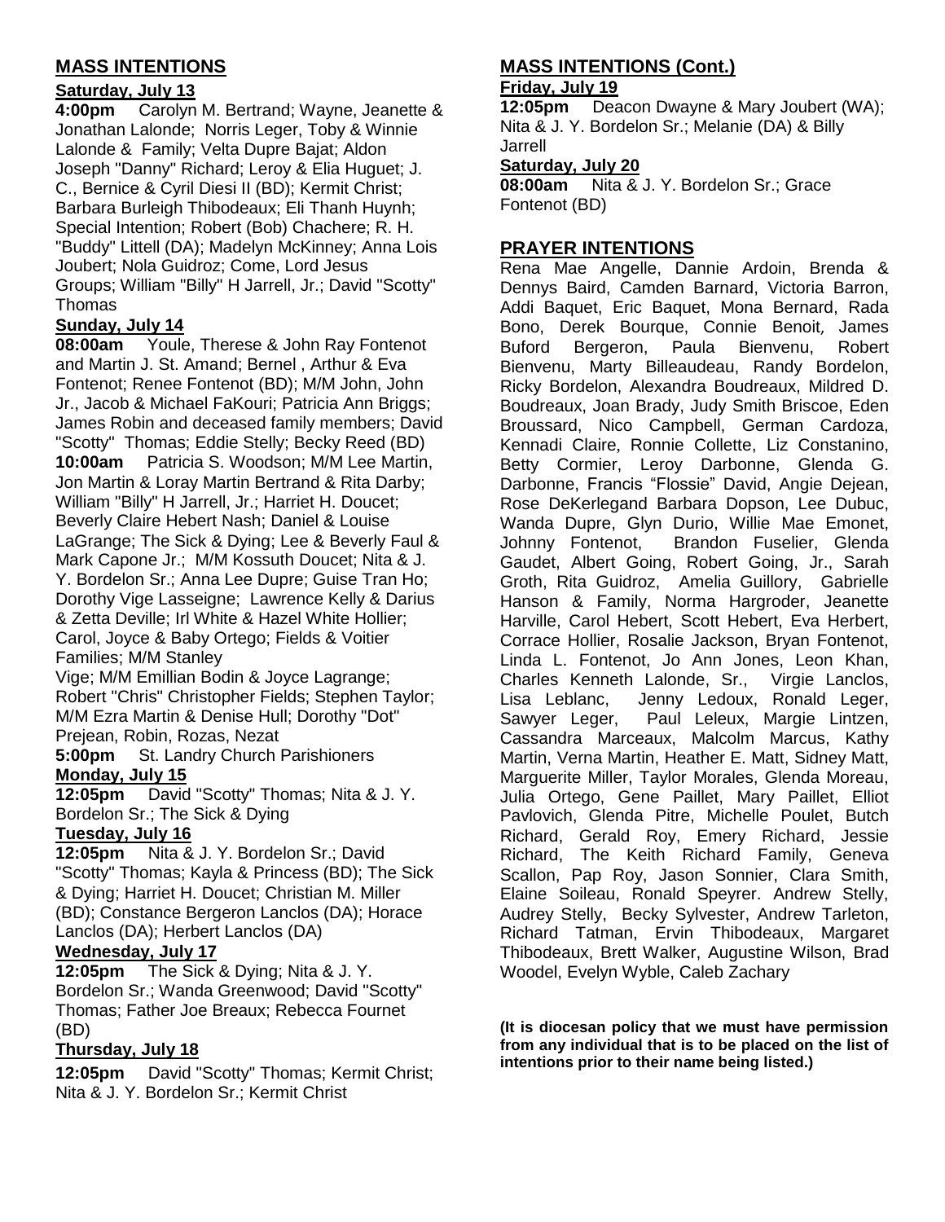## MASS INTENTIONS

### Saturday, July 13

**4:00pm** Carolyn M. Bertrand; Wayne, Jeanette & Jonathan Lalonde; Norris Leger, Toby & Winnie Lalonde & Family; Velta Dupre Bajat; Aldon Joseph "Danny" Richard; Leroy & Elia Huguet; J. C., Bernice & Cyril Diesi II (BD); Kermit Christ; Barbara Burleigh Thibodeaux; Eli Thanh Huynh; Special Intention; Robert (Bob) Chachere; R. H. "Buddy" Littell (DA); Madelyn McKinney; Anna Lois Joubert; Nola Guidroz; Come, Lord Jesus Groups; William "Billy" H Jarrell, Jr.; David "Scotty" Thomas

### Sunday, July 14

**08:00am** Youle, Therese & John Ray Fontenot and Martin J. St. Amand; Bernel , Arthur & Eva Fontenot; Renee Fontenot (BD); M/M John, John Jr., Jacob & Michael FaKouri; Patricia Ann Briggs; James Robin and deceased family members; David "Scotty" Thomas; Eddie Stelly; Becky Reed (BD)

**10:00am** Patricia S. Woodson; M/M Lee Martin, Jon Martin & Loray Martin Bertrand & Rita Darby; William "Billy" H Jarrell, Jr.; Harriet H. Doucet; Beverly Claire Hebert Nash; Daniel & Louise LaGrange; The Sick & Dying; Lee & Beverly Faul & Mark Capone Jr.; M/M Kossuth Doucet; Nita & J. Y. Bordelon Sr.; Anna Lee Dupre; Guise Tran Ho; Dorothy Vige Lasseigne; Lawrence Kelly & Darius & Zetta Deville; Irl White & Hazel White Hollier; Carol, Joyce & Baby Ortego; Fields & Voitier Families; M/M Stanley Vige; M/M Emillian Bodin & Joyce Lagrange; Robert "Chris" Christopher Fields; Stephen Taylor; M/M Ezra Martin & Denise Hull; Dorothy "Dot" Prejean, Robin, Rozas, Nezat

**5:00pm** St. Landry Church Parishioners

### Monday, July 15

**12:05pm** David "Scotty" Thomas; Nita & J. Y. Bordelon Sr.; The Sick & Dying

### Tuesday, July 16

**12:05pm** Nita & J. Y. Bordelon Sr.; David "Scotty" Thomas; Kayla & Princess (BD); The Sick & Dying; Harriet H. Doucet; Christian M. Miller (BD); Constance Bergeron Lanclos (DA); Horace Lanclos (DA); Herbert Lanclos (DA)

### Wednesday, July 17

**12:05pm** The Sick & Dying; Nita & J. Y. Bordelon Sr.; Wanda Greenwood; David "Scotty" Thomas; Father Joe Breaux; Rebecca Fournet (BD)

### Thursday, July 18

**12:05pm** David "Scotty" Thomas; Kermit Christ; Nita & J. Y. Bordelon Sr.; Kermit Christ

## MASS INTENTIONS (Cont.)

### Friday, July 19

**12:05pm** Deacon Dwayne & Mary Joubert (WA); Nita & J. Y. Bordelon Sr.; Melanie (DA) & Billy Jarrell

### Saturday, July 20

**08:00am** Nita & J. Y. Bordelon Sr.; Grace Fontenot (BD)

## PRAYER INTENTIONS

Rena Mae Angelle, Dannie Ardoin, Brenda & Dennys Baird, Camden Barnard, Victoria Barron, Addi Baquet, Eric Baquet, Mona Bernard, Rada Bono, Derek Bourque, Connie Benoit, James Buford Bergeron, Paula Bienvenu, Robert Bienvenu, Marty Billeaudeau, Randy Bordelon, Ricky Bordelon, Alexandra Boudreaux, Mildred D. Boudreaux, Joan Brady, Judy Smith Briscoe, Eden Broussard, Nico Campbell, German Cardoza, Kennadi Claire, Ronnie Collette, Liz Constanino, Betty Cormier, Leroy Darbonne, Glenda G. Darbonne, Francis "Flossie" David, Angie Dejean, Rose DeKerlegand Barbara Dopson, Lee Dubuc, Wanda Dupre, Glyn Durio, Willie Mae Emonet, Johnny Fontenot, Brandon Fuselier, Glenda Gaudet, Albert Going, Robert Going, Jr., Sarah Groth, Rita Guidroz, Amelia Guillory, Gabrielle Hanson & Family, Norma Hargroder, Jeanette Harville, Carol Hebert, Scott Hebert, Eva Herbert, Corrace Hollier, Rosalie Jackson, Bryan Fontenot, Linda L. Fontenot, Jo Ann Jones, Leon Khan, Charles Kenneth Lalonde, Sr., Virgie Lanclos, Lisa Leblanc, Jenny Ledoux, Ronald Leger, Sawyer Leger, Paul Leleux, Margie Lintzen, Cassandra Marceaux, Malcolm Marcus, Kathy Martin, Verna Martin, Heather E. Matt, Sidney Matt, Marguerite Miller, Taylor Morales, Glenda Moreau, Julia Ortego, Gene Paillet, Mary Paillet, Elliot Pavlovich, Glenda Pitre, Michelle Poulet, Butch Richard, Gerald Roy, Emery Richard, Jessie Richard, The Keith Richard Family, Geneva Scallon, Pap Roy, Jason Sonnier, Clara Smith, Elaine Soileau, Ronald Speyrer. Andrew Stelly, Audrey Stelly, Becky Sylvester, Andrew Tarleton, Richard Tatman, Ervin Thibodeaux, Margaret Thibodeaux, Brett Walker, Augustine Wilson, Brad Woodel, Evelyn Wyble, Caleb Zachary

**(It is diocesan policy that we must have permission from any individual that is to be placed on the list of intentions prior to their name being listed.)**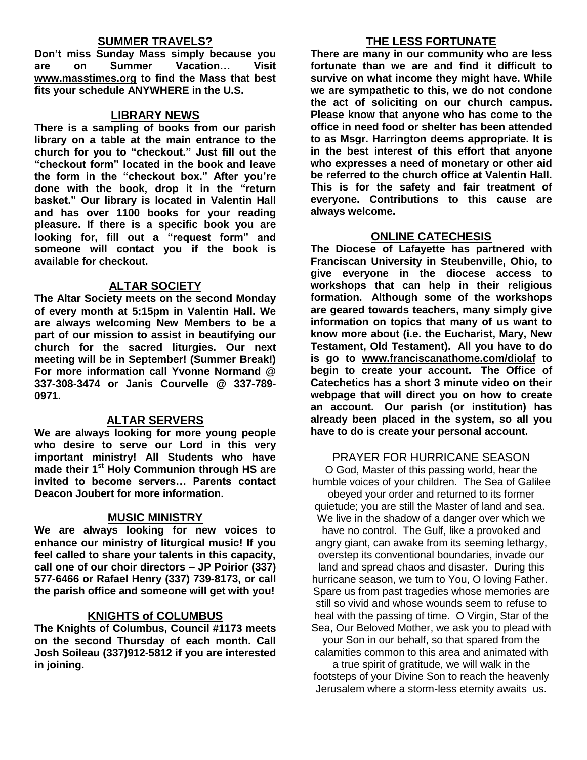## SUMMER TRAVELS?

**Don't miss Sunday Mass simply because you are on Summer Vacation… Visit www.masstimes.org to find the Mass that best fits your schedule ANYWHERE in the U.S.**

## LIBRARY NEWS

**There is a sampling of books from our parish library on a table at the main entrance to the church for you to "checkout." Just fill out the "checkout form" located in the book and leave the form in the "checkout box." After you're done with the book, drop it in the "return basket." Our library is located in Valentin Hall and has over 1100 books for your reading pleasure. If there is a specific book you are looking for, fill out a "request form" and someone will contact you if the book is available for checkout.**

## ALTAR SOCIETY

**The Altar Society meets on the second Monday of every month at 5:15pm in Valentin Hall. We are always welcoming New Members to be a part of our mission to assist in beautifying our church for the sacred liturgies. Our next meeting will be in September! (Summer Break!) For more information call Yvonne Normand @ 337-308-3474 or Janis Courvelle @ 337-789-0971.**

## ALTAR SERVERS

**We are always looking for more young people who desire to serve our Lord in this very important ministry! All Students who have made their 1st Holy Communion through HS are invited to become servers… Parents contact Deacon Joubert for more information.**

## MUSIC MINISTRY

**We are always looking for new voices to enhance our ministry of liturgical music! If you feel called to share your talents in this capacity, call one of our choir directors – JP Poirior (337) 577-6466 or Rafael Henry (337) 739-8173, or call the parish office and someone will get with you!**

## KNIGHTS of COLUMBUS

**The Knights of Columbus, Council #1173 meets on the second Thursday of each month. Call Josh Soileau (337)912-5812 if you are interested in joining.**

## THE LESS FORTUNATE

**There are many in our community who are less fortunate than we are and find it difficult to survive on what income they might have. While we are sympathetic to this, we do not condone the act of soliciting on our church campus. Please know that anyone who has come to the office in need food or shelter has been attended to as Msgr. Harrington deems appropriate. It is in the best interest of this effort that anyone who expresses a need of monetary or other aid be referred to the church office at Valentin Hall. This is for the safety and fair treatment of everyone. Contributions to this cause are always welcome.**

## ONLINE CATECHESIS

**The Diocese of Lafayette has partnered with Franciscan University in Steubenville, Ohio, to give everyone in the diocese access to workshops that can help in their religious formation. Although some of the workshops are geared towards teachers, many simply give information on topics that many of us want to know more about (i.e. the Eucharist, Mary, New Testament, Old Testament). All you have to do is go to www.franciscanathome.com/diolaf to begin to create your account. The Office of Catechetics has a short 3 minute video on their webpage that will direct you on how to create an account. Our parish (or institution) has already been placed in the system, so all you have to do is create your personal account.**

## PRAYER FOR HURRICANE SEASON

O God, Master of this passing world, hear the humble voices of your children. The Sea of Galilee obeyed your order and returned to its former quietude; you are still the Master of land and sea. We live in the shadow of a danger over which we have no control. The Gulf, like a provoked and angry giant, can awake from its seeming lethargy, overstep its conventional boundaries, invade our land and spread chaos and disaster. During this hurricane season, we turn to You, O loving Father. Spare us from past tragedies whose memories are still so vivid and whose wounds seem to refuse to heal with the passing of time. O Virgin, Star of the Sea, Our Beloved Mother, we ask you to plead with your Son in our behalf, so that spared from the calamities common to this area and animated with a true spirit of gratitude, we will walk in the footsteps of your Divine Son to reach the heavenly Jerusalem where a storm-less eternity awaits us.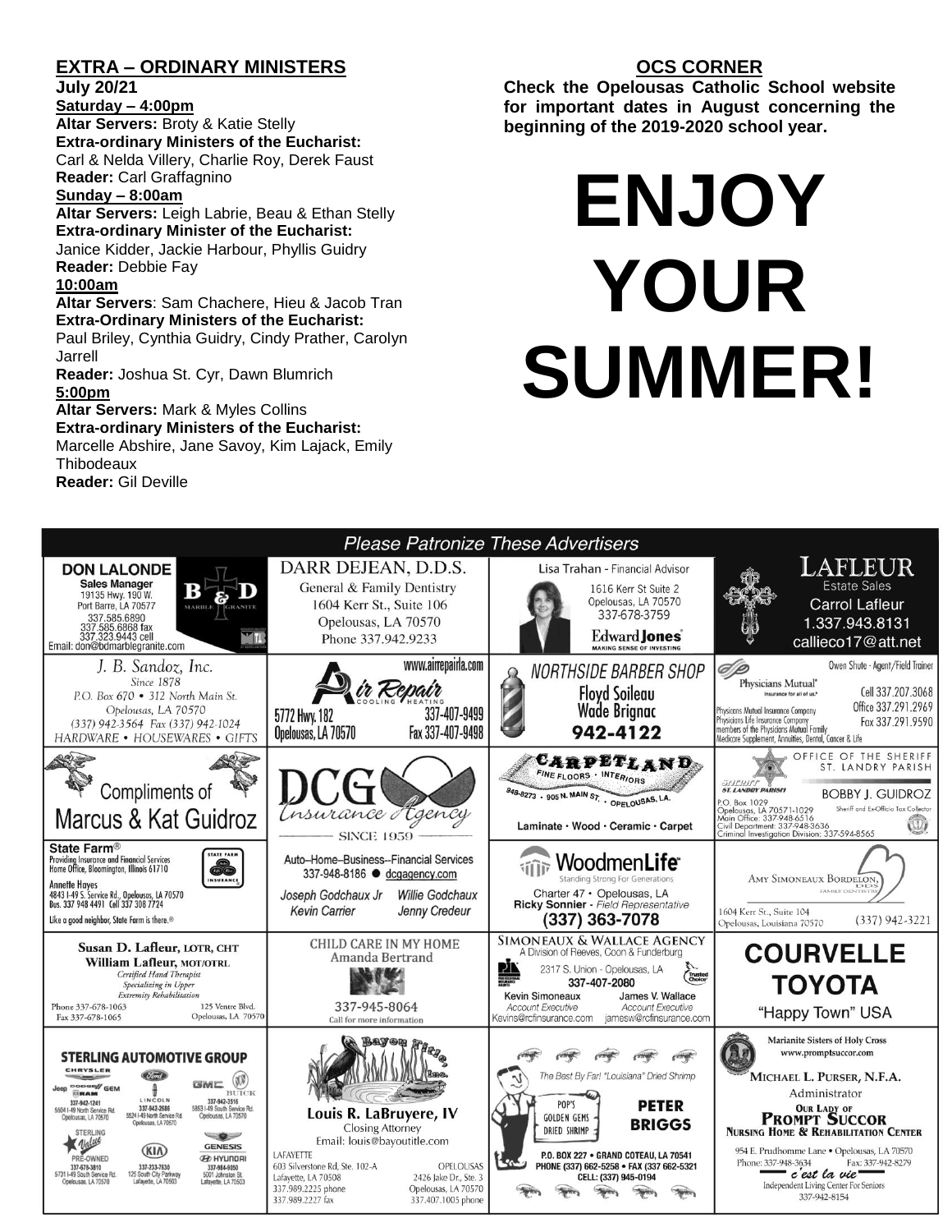## EXTRA – ORDINARY MINISTERS

**July 20/21**

**Saturday – 4:00pm**

**Altar Servers:** Broty & Katie Stelly
**Extra-ordinary Ministers of the Eucharist:** Carl & Nelda Villery, Charlie Roy, Derek Faust
**Reader:** Carl Graffagnino

**Sunday – 8:00am**

**Altar Servers:** Leigh Labrie, Beau & Ethan Stelly
**Extra-ordinary Minister of the Eucharist:** Janice Kidder, Jackie Harbour, Phyllis Guidry
**Reader:** Debbie Fay

**10:00am**

**Altar Servers**: Sam Chachere, Hieu & Jacob Tran
**Extra-Ordinary Ministers of the Eucharist:** Paul Briley, Cynthia Guidry, Cindy Prather, Carolyn Jarrell
**Reader:** Joshua St. Cyr, Dawn Blumrich

**5:00pm**

**Altar Servers:** Mark & Myles Collins
**Extra-ordinary Ministers of the Eucharist:** Marcelle Abshire, Jane Savoy, Kim Lajack, Emily Thibodeaux
**Reader:** Gil Deville

## OCS CORNER

**Check the Opelousas Catholic School website for important dates in August concerning the beginning of the 2019-2020 school year.**

# ENJOY YOUR SUMMER!

*Please Patronize These Advertisers*

**DON LALONDE** Sales Manager
B&D Marble Granite
19135 Hwy. 190 W. Port Barre, LA 70577
337.585.6890
337.585.6868 fax
337.323.9443 cell
Email: don@bdmarblegranite.com

**DARR DEJEAN, D.D.S.**
General & Family Dentistry
1604 Kerr St., Suite 106
Opelousas, LA 70570
Phone 337.942.9233

**Lisa Trahan** - Financial Advisor
1616 Kerr St Suite 2
Opelousas, LA 70570
337-678-3759
Edward Jones — MAKING SENSE OF INVESTING

**LAFLEUR** Estate Sales
Carrol Lafleur
1.337.943.8131
callieco17@att.net

**J. B. Sandoz, Inc.**
Since 1878
P.O. Box 670 • 312 North Main St.
Opelousas, LA 70570
(337) 942-3564 Fax (337) 942-1024
HARDWARE • HOUSEWARES • GIFTS

**Air Repair** Cooling Heating
www.airrepairla.com
5772 Hwy. 182
Opelousas, LA 70570
337-407-9499
Fax 337-407-9498

**NORTHSIDE BARBER SHOP**
Floyd Soileau
Wade Brignac
942-4122

**Physicians Mutual** Insurance for all of us.
Owen Shute - Agent/Field Trainer
Cell 337.207.3068
Office 337.291.2969
Fax 337.291.9590
Physicians Mutual Insurance Company
Physicians Life Insurance Company
members of the Physicians Mutual Family
Medicare Supplement, Annuities, Dental, Cancer & Life

**Compliments of Marcus & Kat Guidroz**

**DCG Insurance Agency**
SINCE 1959
Auto–Home–Business--Financial Services
337-948-8186 ● dcgagency.com
Joseph Godchaux Jr — Willie Godchaux
Kevin Carrier — Jenny Credeur

**CARPETLAND** FINE FLOORS • INTERIORS
948-8273 • 905 N. MAIN ST. • OPELOUSAS, LA.
Laminate • Wood • Ceramic • Carpet

**OFFICE OF THE SHERIFF** ST. LANDRY PARISH
BOBBY J. GUIDROZ
Sheriff and Ex-Officio Tax Collector
P.O. Box 1029
Opelousas, LA 70571-1029
Main Office: 337-948-6516
Civil Department: 337-948-3636
Criminal Investigation Division: 337-594-8565

**State Farm®**
Providing Insurance and Financial Services
Home Office, Bloomington, Illinois 61710
Annette Hayes
4843 I-49 S. Service Rd., Opelousas, LA 70570
Bus. 337 948 4491 Cell 337 308 7724
Like a good neighbor, State Farm is there.®

**WoodmenLife**
Standing Strong For Generations
Charter 47 • Opelousas, LA
Ricky Sonnier - Field Representative
(337) 363-7078

**AMY SIMONEAUX BORDELON, DDS**
FAMILY DENTISTRY
1604 Kerr St., Suite 104
Opelousas, Louisiana 70570
(337) 942-3221

**Susan D. Lafleur, LOTR, CHT**
**William Lafleur, MOT/OTRL**
Certified Hand Therapist
Specializing in Upper Extremity Rehabilitation
Phone 337-678-1063
Fax 337-678-1065
125 Ventre Blvd.
Opelousas, LA 70570

**CHILD CARE IN MY HOME**
Amanda Bertrand
337-945-8064
Call for more information

**SIMONEAUX & WALLACE AGENCY**
A Division of Reeves, Coon & Funderburg
2317 S. Union - Opelousas, LA
337-407-2080
Kevin Simoneaux — Account Executive — Kevins@rcfinsurance.com
James V. Wallace — Account Executive — jamesw@rcfinsurance.com

**COURVELLE TOYOTA**
"Happy Town" USA

**STERLING AUTOMOTIVE GROUP**
Chrysler Jeep Dodge Ram — 337-942-1241 — 5504 I-49 North Service Rd. Opelousas, LA 70570
Ford Lincoln — 337-942-2686 — 5524 I-49 North Service Rd. Opelousas, LA 70570
GMC Buick — 337-942-3516 — 5853 I-49 South Service Rd. Opelousas, LA 70570
Sterling Value Pre-Owned — 337-678-3810 — 5731 I-49 South Service Rd. Opelousas, LA 70570
KIA — 337-233-7630 — 125 South City Parkway Lafayette, LA 70503
Genesis Hyundai — 337-984-9050 — 5001 Johnston St. Lafayette, LA 70503

**Bayou Title, Inc.**
Louis R. LaBruyere, IV
Closing Attorney
Email: louis@bayoutitle.com
LAFAYETTE: 603 Silverstone Rd, Ste. 102-A, Lafayette, LA 70508, 337.989.2225 phone, 337.989.2227 fax
OPELOUSAS: 2426 Jake Dr., Ste. 3, Opelousas, LA 70570, 337.407.1005 phone

The Best By Far! "Louisiana" Dried Shrimp
POP'S GOLDEN GEMS DRIED SHRIMP
**PETER BRIGGS**
P.O. BOX 227 • GRAND COTEAU, LA 70541
PHONE (337) 662-5258 • FAX (337 662-5321
CELL: (337) 945-0194

Marianite Sisters of Holy Cross
www.promptsuccor.com
MICHAEL L. PURSER, N.F.A.
Administrator
**OUR LADY OF PROMPT SUCCOR NURSING HOME & REHABILITATION CENTER**
954 E. Prudhomme Lane • Opelousas, LA 70570
Phone: 337-948-3634 Fax: 337-942-8279
c'est la vie
Independent Living Center For Seniors
337-942-8154